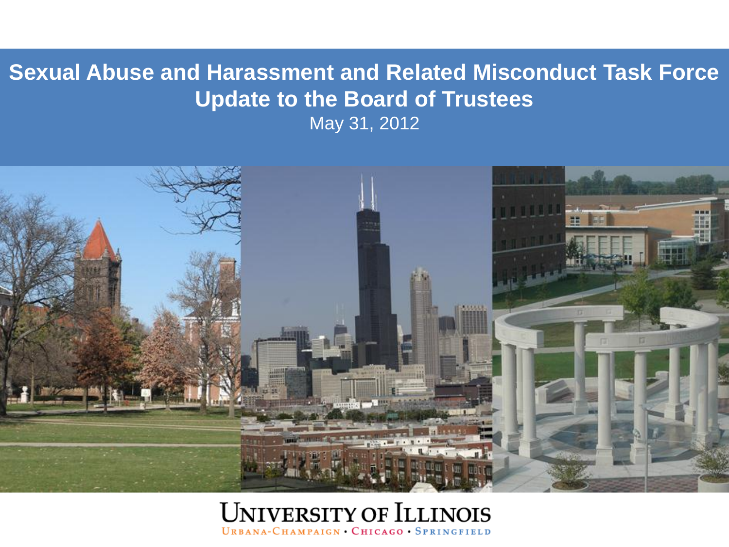# Sexual Abuse and Harassment and Related Misconduct Task Force

## Update to the Board of Trustees

May 31, 2012

UNIVERSITY OF ILLINOIS

URBANA-CHAMPAIGN • CHICAGO • SPRINGFIELD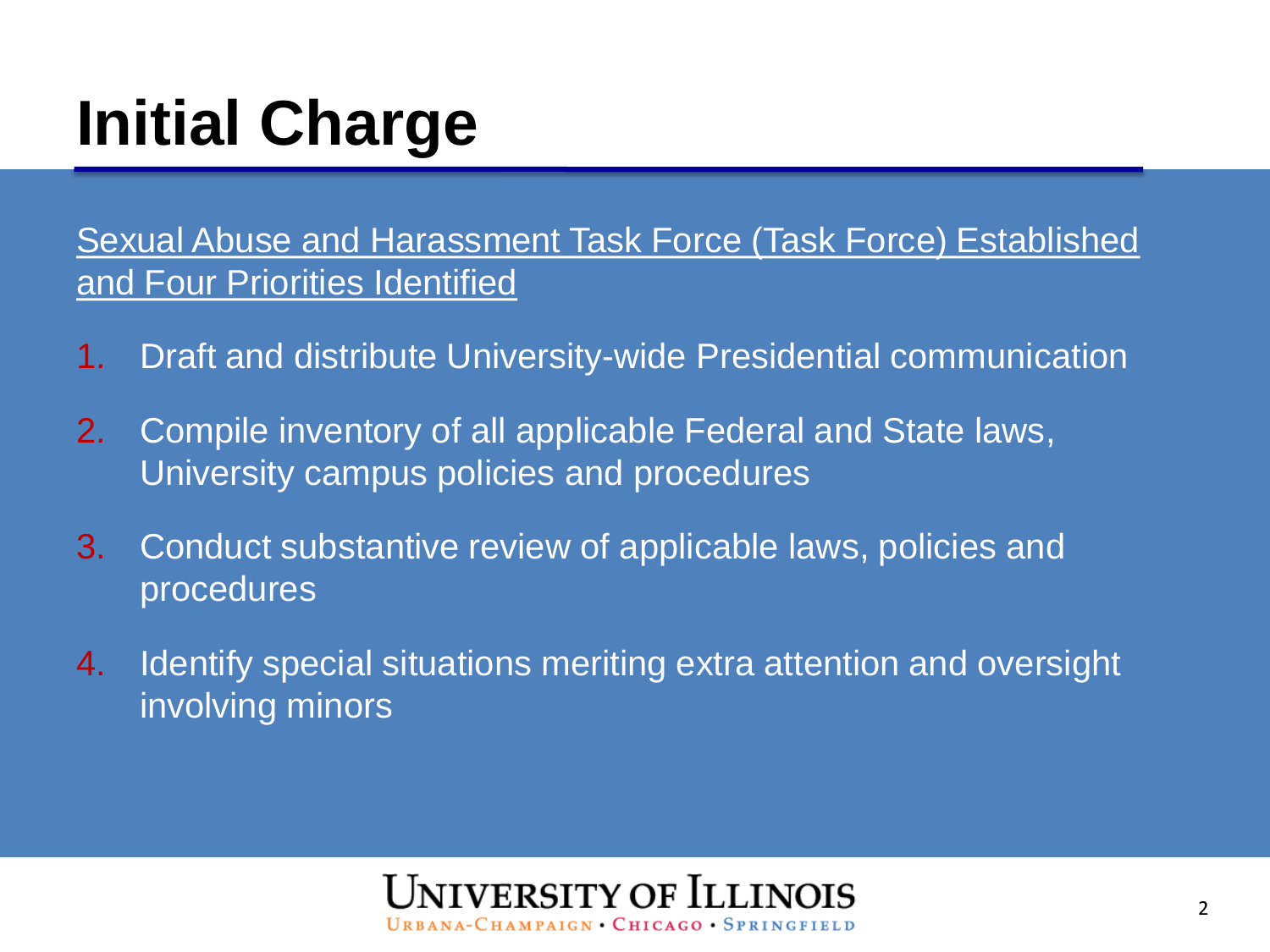# Initial Charge

Sexual Abuse and Harassment Task Force (Task Force) Established and Four Priorities Identified

1. Draft and distribute University-wide Presidential communication
2. Compile inventory of all applicable Federal and State laws, University campus policies and procedures
3. Conduct substantive review of applicable laws, policies and procedures
4. Identify special situations meriting extra attention and oversight involving minors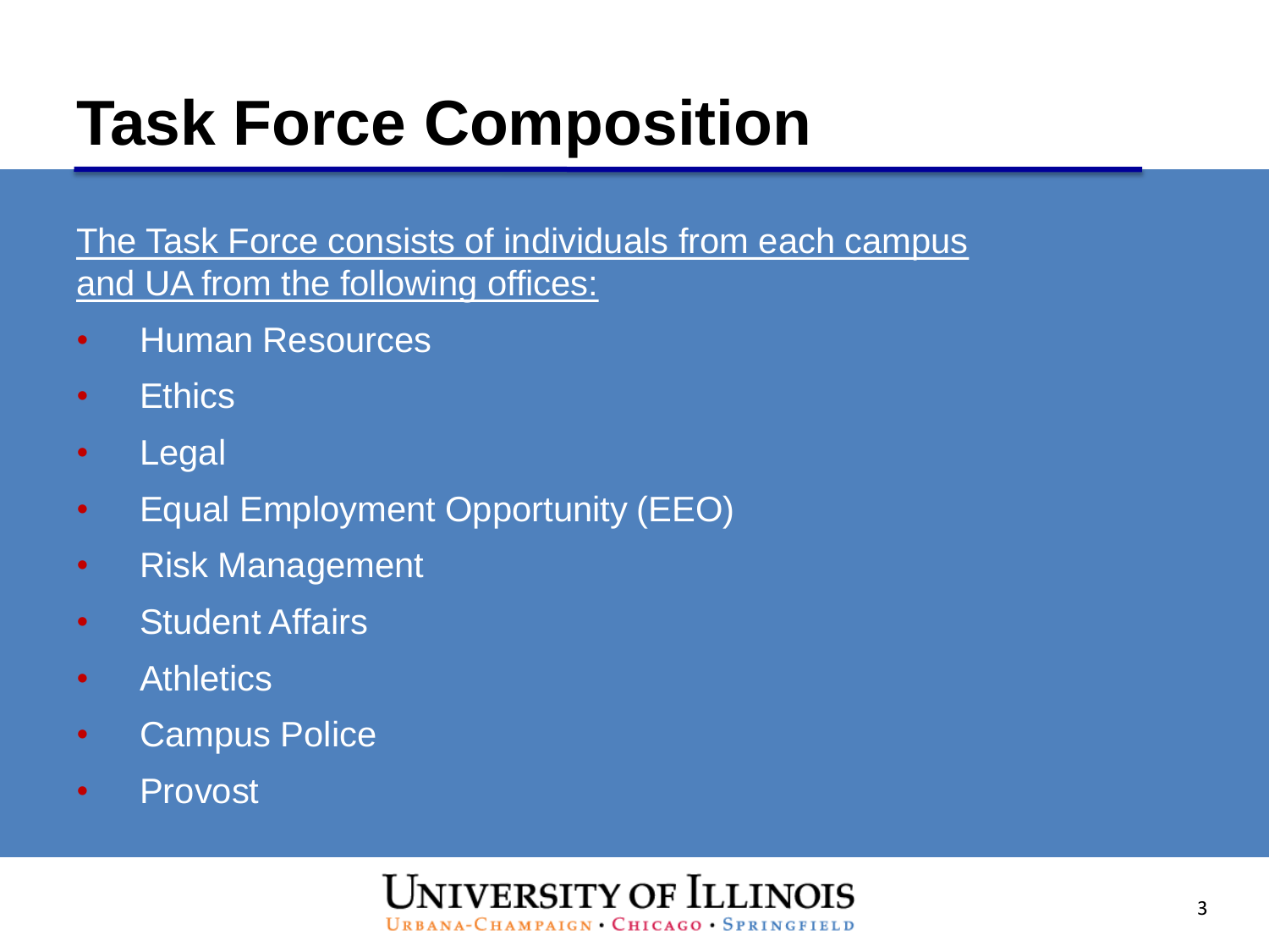# Task Force Composition

The Task Force consists of individuals from each campus and UA from the following offices:

- Human Resources
- Ethics
- Legal
- Equal Employment Opportunity (EEO)
- Risk Management
- Student Affairs
- Athletics
- Campus Police
- Provost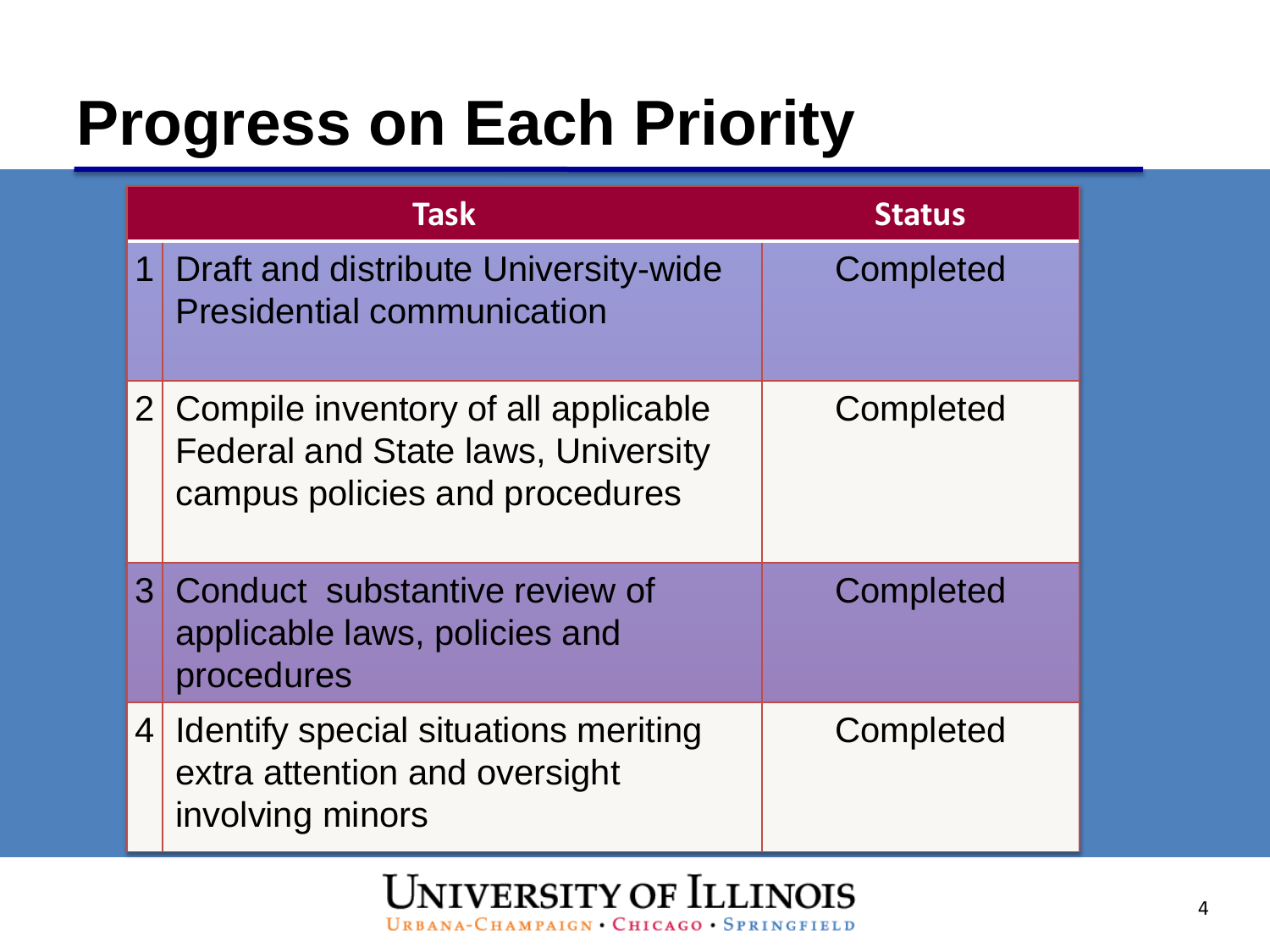# Progress on Each Priority

| | Task | Status |
|---|---|---|
| 1 | Draft and distribute University-wide Presidential communication | Completed |
| 2 | Compile inventory of all applicable Federal and State laws, University campus policies and procedures | Completed |
| 3 | Conduct substantive review of applicable laws, policies and procedures | Completed |
| 4 | Identify special situations meriting extra attention and oversight involving minors | Completed |

UNIVERSITY OF ILLINOIS
URBANA-CHAMPAIGN • CHICAGO • SPRINGFIELD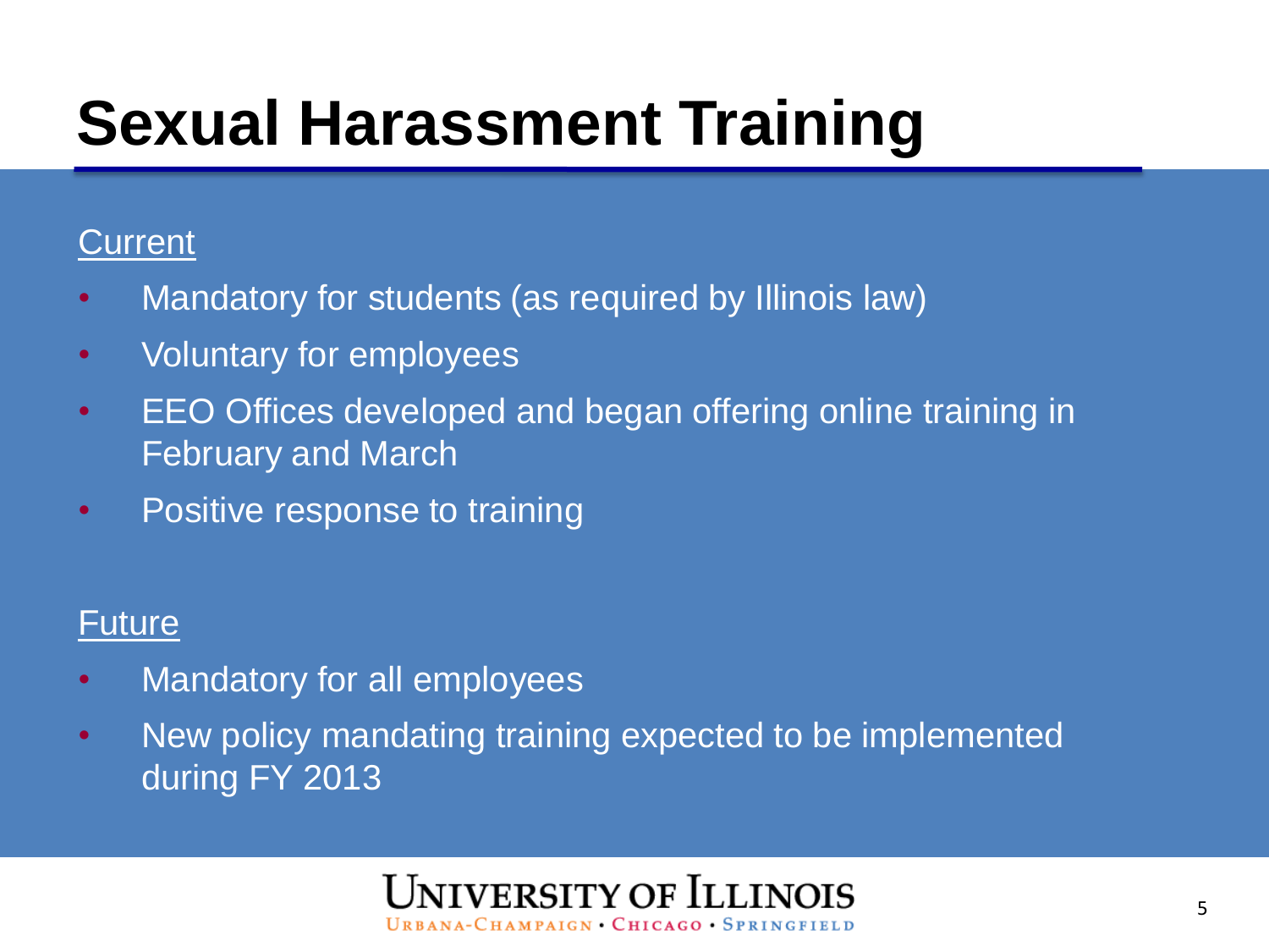# Sexual Harassment Training

Current

- Mandatory for students (as required by Illinois law)
- Voluntary for employees
- EEO Offices developed and began offering online training in February and March
- Positive response to training

Future

- Mandatory for all employees
- New policy mandating training expected to be implemented during FY 2013

UNIVERSITY OF ILLINOIS
URBANA-CHAMPAIGN • CHICAGO • SPRINGFIELD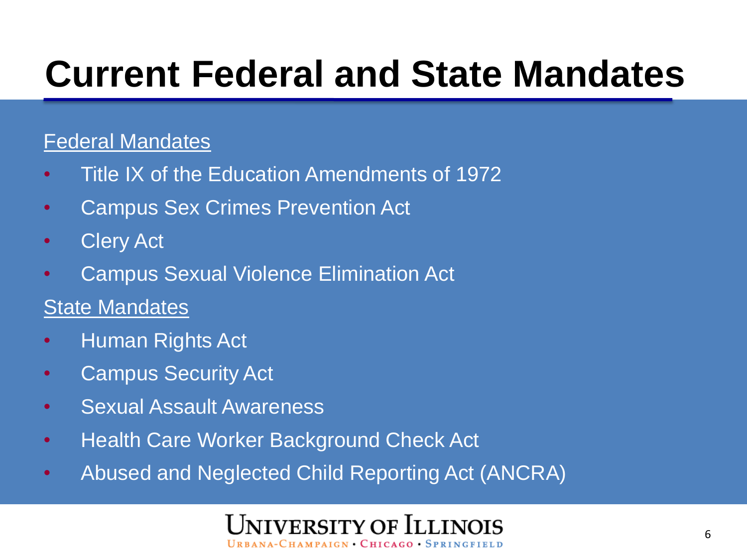# Current Federal and State Mandates

Federal Mandates

- Title IX of the Education Amendments of 1972
- Campus Sex Crimes Prevention Act
- Clery Act
- Campus Sexual Violence Elimination Act

State Mandates

- Human Rights Act
- Campus Security Act
- Sexual Assault Awareness
- Health Care Worker Background Check Act
- Abused and Neglected Child Reporting Act (ANCRA)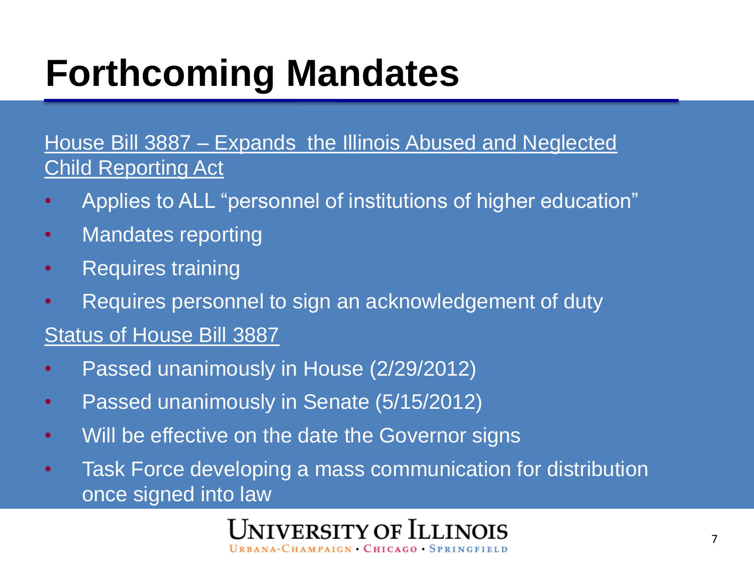# Forthcoming Mandates

House Bill 3887 – Expands the Illinois Abused and Neglected Child Reporting Act

- Applies to ALL "personnel of institutions of higher education"
- Mandates reporting
- Requires training
- Requires personnel to sign an acknowledgement of duty

Status of House Bill 3887

- Passed unanimously in House (2/29/2012)
- Passed unanimously in Senate (5/15/2012)
- Will be effective on the date the Governor signs
- Task Force developing a mass communication for distribution once signed into law

UNIVERSITY OF ILLINOIS
URBANA-CHAMPAIGN • CHICAGO • SPRINGFIELD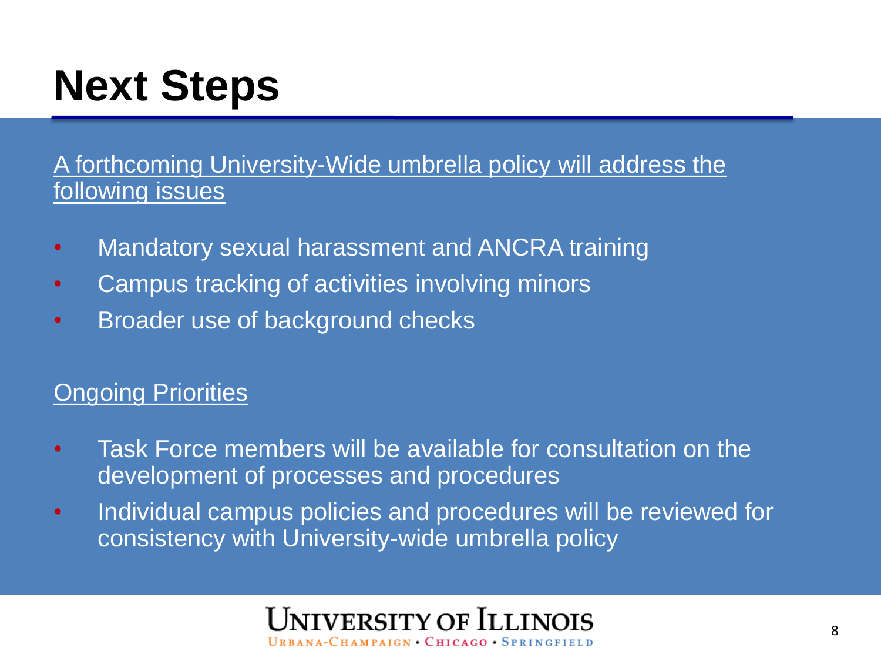# Next Steps

A forthcoming University-Wide umbrella policy will address the following issues

- Mandatory sexual harassment and ANCRA training
- Campus tracking of activities involving minors
- Broader use of background checks

Ongoing Priorities

- Task Force members will be available for consultation on the development of processes and procedures
- Individual campus policies and procedures will be reviewed for consistency with University-wide umbrella policy

UNIVERSITY OF ILLINOIS
URBANA-CHAMPAIGN • CHICAGO • SPRINGFIELD